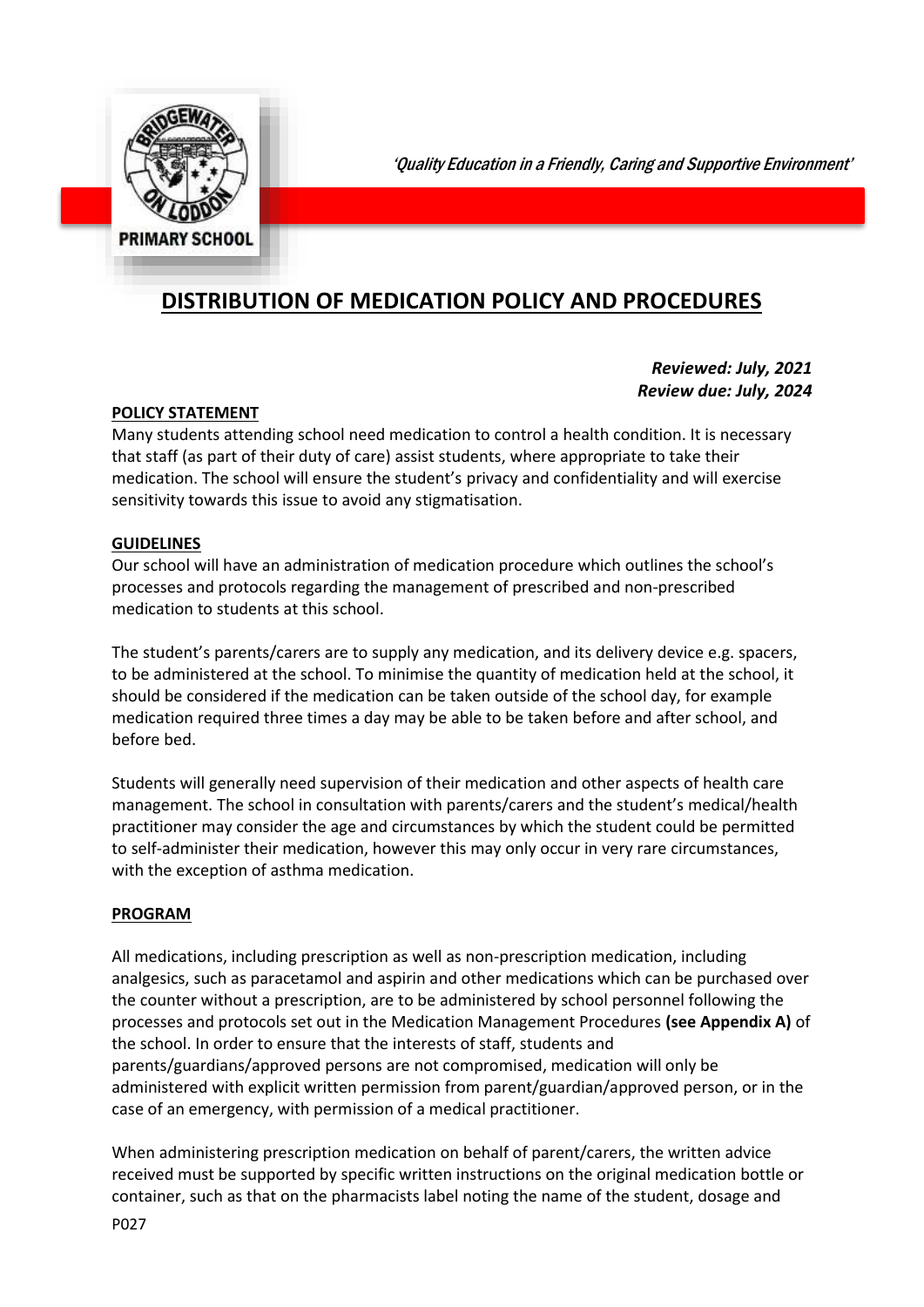PRIMARY SCHOOL

*'Quality Education in a Friendly, Caring and Supportive Environment'*

# DISTRIBUTION OF MEDICATION POLICY AND PROCEDURES

***Reviewed: July, 2021***
***Review due: July, 2024***

## POLICY STATEMENT

Many students attending school need medication to control a health condition. It is necessary that staff (as part of their duty of care) assist students, where appropriate to take their medication. The school will ensure the student's privacy and confidentiality and will exercise sensitivity towards this issue to avoid any stigmatisation.

## GUIDELINES

Our school will have an administration of medication procedure which outlines the school's processes and protocols regarding the management of prescribed and non-prescribed medication to students at this school.

The student's parents/carers are to supply any medication, and its delivery device e.g. spacers, to be administered at the school. To minimise the quantity of medication held at the school, it should be considered if the medication can be taken outside of the school day, for example medication required three times a day may be able to be taken before and after school, and before bed.

Students will generally need supervision of their medication and other aspects of health care management. The school in consultation with parents/carers and the student's medical/health practitioner may consider the age and circumstances by which the student could be permitted to self-administer their medication, however this may only occur in very rare circumstances, with the exception of asthma medication.

## PROGRAM

All medications, including prescription as well as non-prescription medication, including analgesics, such as paracetamol and aspirin and other medications which can be purchased over the counter without a prescription, are to be administered by school personnel following the processes and protocols set out in the Medication Management Procedures **(see Appendix A)** of the school. In order to ensure that the interests of staff, students and parents/guardians/approved persons are not compromised, medication will only be administered with explicit written permission from parent/guardian/approved person, or in the case of an emergency, with permission of a medical practitioner.

When administering prescription medication on behalf of parent/carers, the written advice received must be supported by specific written instructions on the original medication bottle or container, such as that on the pharmacists label noting the name of the student, dosage and

P027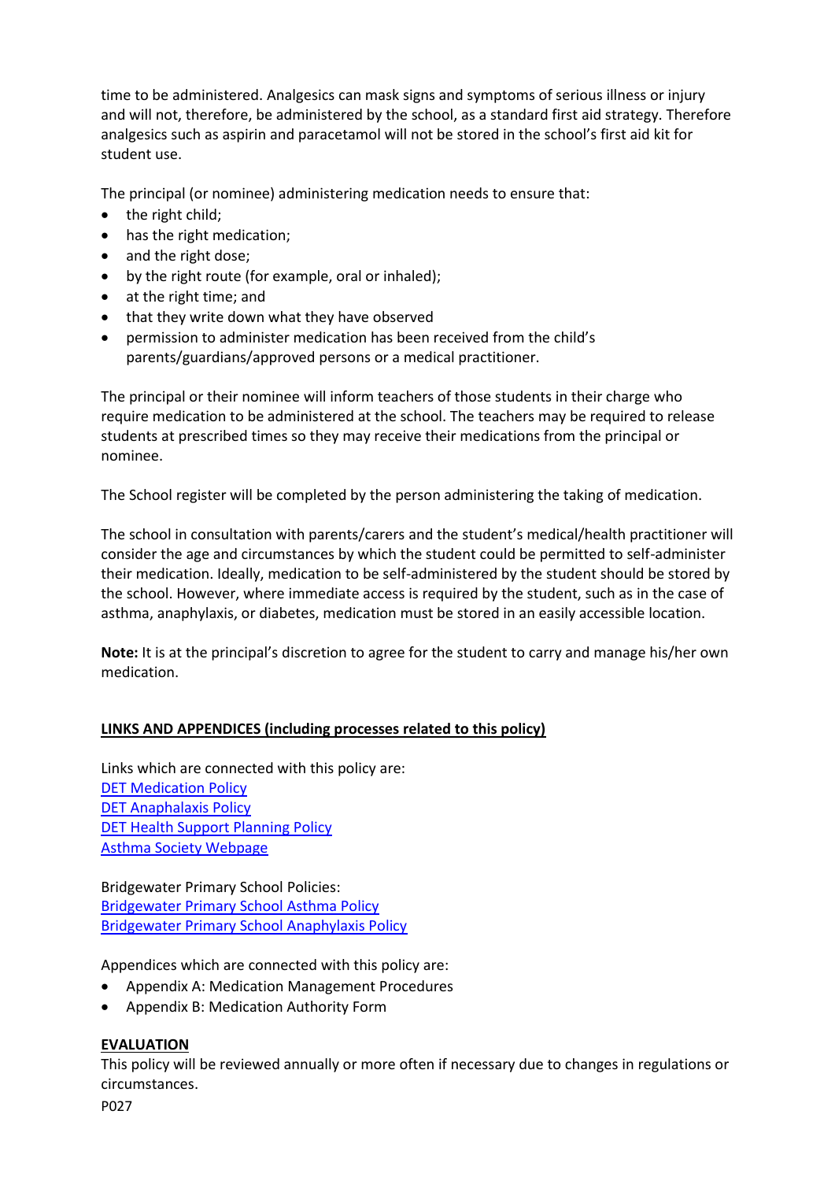time to be administered. Analgesics can mask signs and symptoms of serious illness or injury and will not, therefore, be administered by the school, as a standard first aid strategy. Therefore analgesics such as aspirin and paracetamol will not be stored in the school's first aid kit for student use.

The principal (or nominee) administering medication needs to ensure that:

- the right child;
- has the right medication;
- and the right dose;
- by the right route (for example, oral or inhaled);
- at the right time; and
- that they write down what they have observed
- permission to administer medication has been received from the child's parents/guardians/approved persons or a medical practitioner.

The principal or their nominee will inform teachers of those students in their charge who require medication to be administered at the school. The teachers may be required to release students at prescribed times so they may receive their medications from the principal or nominee.

The School register will be completed by the person administering the taking of medication.

The school in consultation with parents/carers and the student's medical/health practitioner will consider the age and circumstances by which the student could be permitted to self-administer their medication. Ideally, medication to be self-administered by the student should be stored by the school. However, where immediate access is required by the student, such as in the case of asthma, anaphylaxis, or diabetes, medication must be stored in an easily accessible location.

**Note:** It is at the principal's discretion to agree for the student to carry and manage his/her own medication.

## LINKS AND APPENDICES (including processes related to this policy)

Links which are connected with this policy are:
DET Medication Policy
DET Anaphalaxis Policy
DET Health Support Planning Policy
Asthma Society Webpage

Bridgewater Primary School Policies:
Bridgewater Primary School Asthma Policy
Bridgewater Primary School Anaphylaxis Policy

Appendices which are connected with this policy are:

- Appendix A: Medication Management Procedures
- Appendix B: Medication Authority Form

## EVALUATION

This policy will be reviewed annually or more often if necessary due to changes in regulations or circumstances.

P027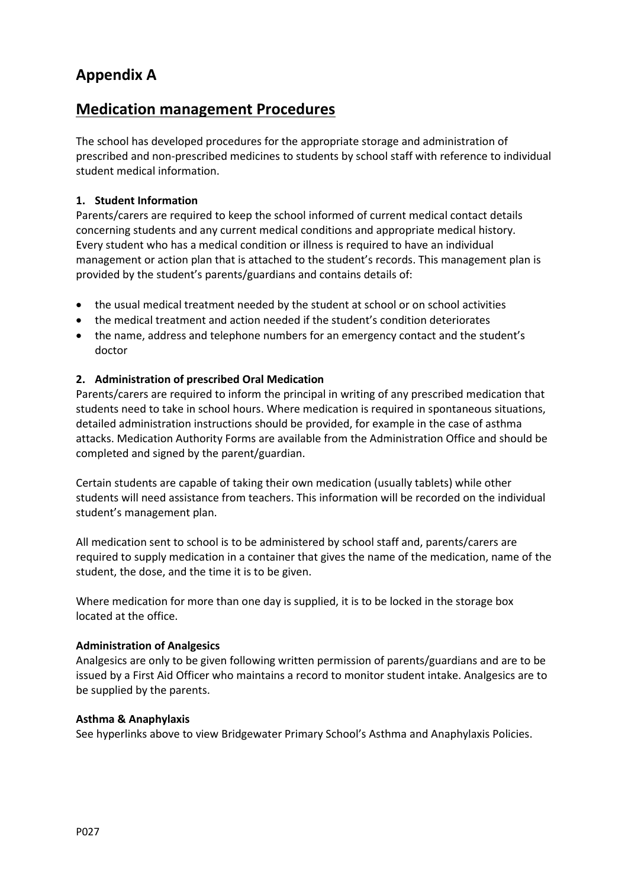# Appendix A

## Medication management Procedures

The school has developed procedures for the appropriate storage and administration of prescribed and non-prescribed medicines to students by school staff with reference to individual student medical information.

### 1. Student Information

Parents/carers are required to keep the school informed of current medical contact details concerning students and any current medical conditions and appropriate medical history. Every student who has a medical condition or illness is required to have an individual management or action plan that is attached to the student's records. This management plan is provided by the student's parents/guardians and contains details of:

- the usual medical treatment needed by the student at school or on school activities
- the medical treatment and action needed if the student's condition deteriorates
- the name, address and telephone numbers for an emergency contact and the student's doctor

### 2. Administration of prescribed Oral Medication

Parents/carers are required to inform the principal in writing of any prescribed medication that students need to take in school hours. Where medication is required in spontaneous situations, detailed administration instructions should be provided, for example in the case of asthma attacks. Medication Authority Forms are available from the Administration Office and should be completed and signed by the parent/guardian.

Certain students are capable of taking their own medication (usually tablets) while other students will need assistance from teachers. This information will be recorded on the individual student's management plan.

All medication sent to school is to be administered by school staff and, parents/carers are required to supply medication in a container that gives the name of the medication, name of the student, the dose, and the time it is to be given.

Where medication for more than one day is supplied, it is to be locked in the storage box located at the office.

**Administration of Analgesics**

Analgesics are only to be given following written permission of parents/guardians and are to be issued by a First Aid Officer who maintains a record to monitor student intake. Analgesics are to be supplied by the parents.

**Asthma & Anaphylaxis**

See hyperlinks above to view Bridgewater Primary School's Asthma and Anaphylaxis Policies.

P027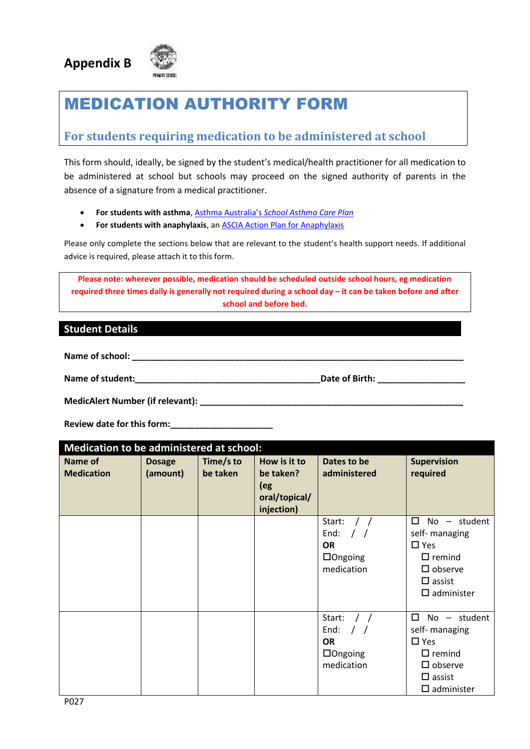Appendix B

PRIMARY SCHOOL

# MEDICATION AUTHORITY FORM

## For students requiring medication to be administered at school

This form should, ideally, be signed by the student's medical/health practitioner for all medication to be administered at school but schools may proceed on the signed authority of parents in the absence of a signature from a medical practitioner.

- **For students with asthma**, Asthma Australia's *School Asthma Care Plan*
- **For students with anaphylaxis**, an ASCIA Action Plan for Anaphylaxis

Please only complete the sections below that are relevant to the student's health support needs. If additional advice is required, please attach it to this form.

**Please note: wherever possible, medication should be scheduled outside school hours, eg medication required three times daily is generally not required during a school day – it can be taken before and after school and before bed.**

## Student Details

**Name of school:** ___________________________________________________________________________

**Name of student:**_______________________________________**Date of Birth:** __________________

**MedicAlert Number (if relevant):** __________________________________________________________

**Review date for this form:**_____________________

**Medication to be administered at school:**

| Name of Medication | Dosage (amount) | Time/s to be taken | How is it to be taken? (eg oral/topical/ injection) | Dates to be administered | Supervision required |
|---|---|---|---|---|---|
| | | | | Start: / / <br> End: / / <br> **OR** <br> ☐Ongoing medication | ☐ No – student self- managing <br> ☐ Yes <br> ☐ remind <br> ☐ observe <br> ☐ assist <br> ☐ administer |
| | | | | Start: / / <br> End: / / <br> **OR** <br> ☐Ongoing medication | ☐ No – student self- managing <br> ☐ Yes <br> ☐ remind <br> ☐ observe <br> ☐ assist <br> ☐ administer |

P027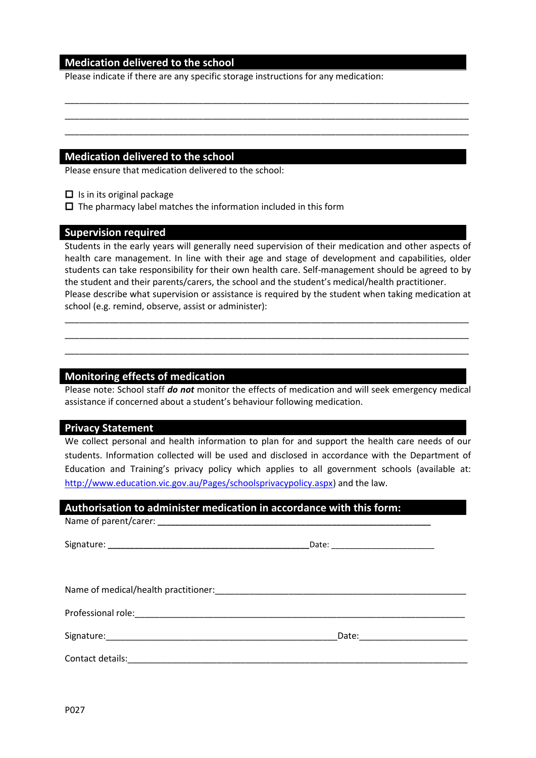## Medication delivered to the school

Please indicate if there are any specific storage instructions for any medication:

_______________________________________________________________________________

_______________________________________________________________________________

_______________________________________________________________________________

## Medication delivered to the school

Please ensure that medication delivered to the school:

- ☐ Is in its original package
- ☐ The pharmacy label matches the information included in this form

## Supervision required

Students in the early years will generally need supervision of their medication and other aspects of health care management. In line with their age and stage of development and capabilities, older students can take responsibility for their own health care. Self-management should be agreed to by the student and their parents/carers, the school and the student's medical/health practitioner.
Please describe what supervision or assistance is required by the student when taking medication at school (e.g. remind, observe, assist or administer):

_______________________________________________________________________________

_______________________________________________________________________________

_______________________________________________________________________________

## Monitoring effects of medication

Please note: School staff ***do not*** monitor the effects of medication and will seek emergency medical assistance if concerned about a student's behaviour following medication.

## Privacy Statement

We collect personal and health information to plan for and support the health care needs of our students. Information collected will be used and disclosed in accordance with the Department of Education and Training's privacy policy which applies to all government schools (available at: http://www.education.vic.gov.au/Pages/schoolsprivacypolicy.aspx) and the law.

## Authorisation to administer medication in accordance with this form:

Name of parent/carer: ______________________________________________________

Signature: ________________________________________ Date: ______________________

Name of medical/health practitioner: __________________________________________________

Professional role: ______________________________________________________________________

Signature: _____________________________________________ Date: ______________________

Contact details: _______________________________________________________________________

P027